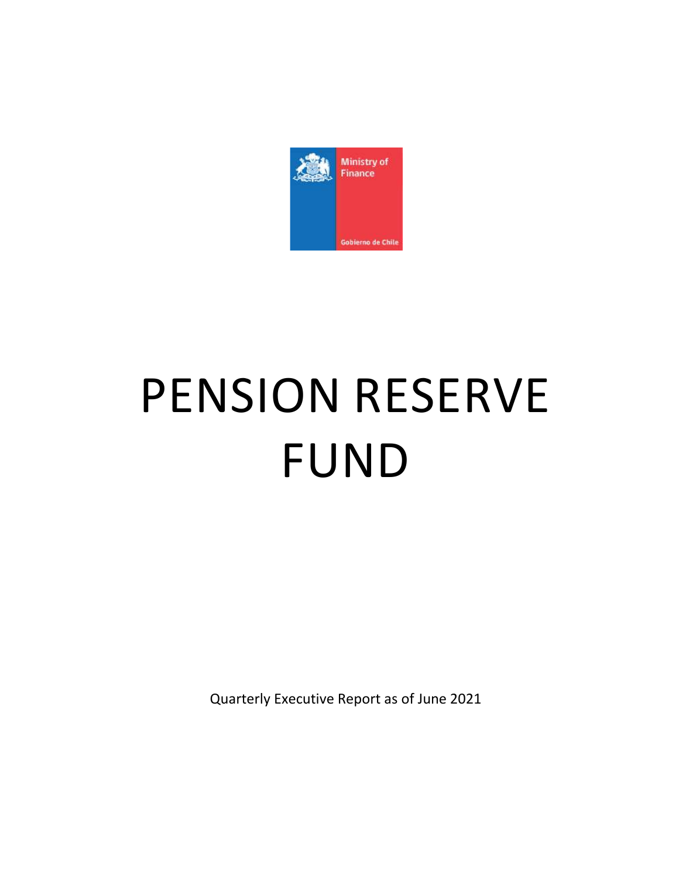Ministry of Finance

Gobierno de Chile

# PENSION RESERVE FUND

Quarterly Executive Report as of June 2021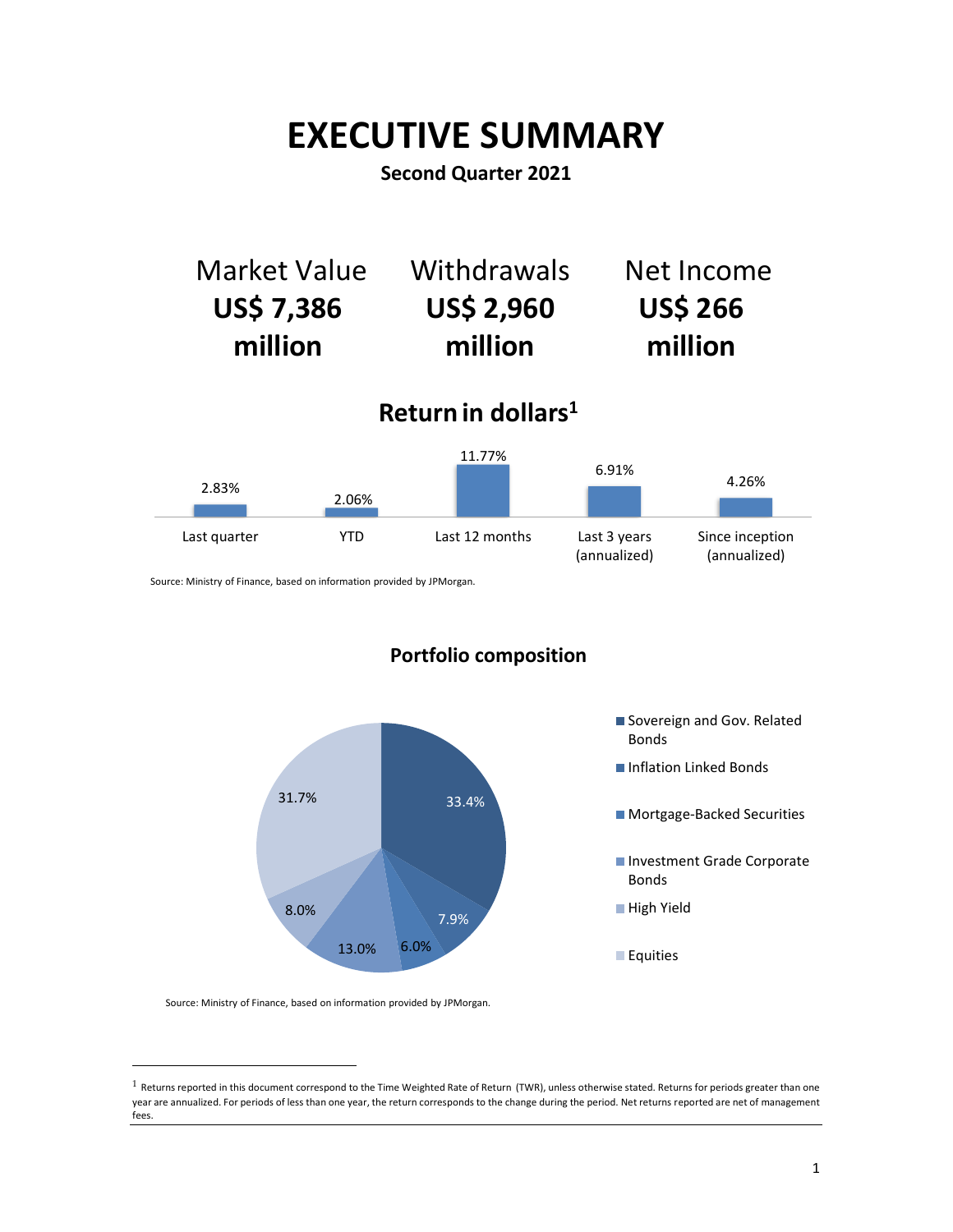# EXECUTIVE SUMMARY

**Second Quarter 2021**

| Market Value | Withdrawals | Net Income |
|---|---|---|
| **US$ 7,386 million** | **US$ 2,960 million** | **US$ 266 million** |

## Return in dollars[1]

| Last quarter | YTD | Last 12 months | Last 3 years (annualized) | Since inception (annualized) |
|---|---|---|---|---|
| 2.83% | 2.06% | 11.77% | 6.91% | 4.26% |

Source: Ministry of Finance, based on information provided by JPMorgan.

## Portfolio composition

| Asset class | Share |
|---|---|
| Sovereign and Gov. Related Bonds | 33.4% |
| Inflation Linked Bonds | 7.9% |
| Mortgage-Backed Securities | 6.0% |
| Investment Grade Corporate Bonds | 13.0% |
| High Yield | 8.0% |
| Equities | 31.7% |

Source: Ministry of Finance, based on information provided by JPMorgan.

[1] Returns reported in this document correspond to the Time Weighted Rate of Return (TWR), unless otherwise stated. Returns for periods greater than one year are annualized. For periods of less than one year, the return corresponds to the change during the period. Net returns reported are net of management fees.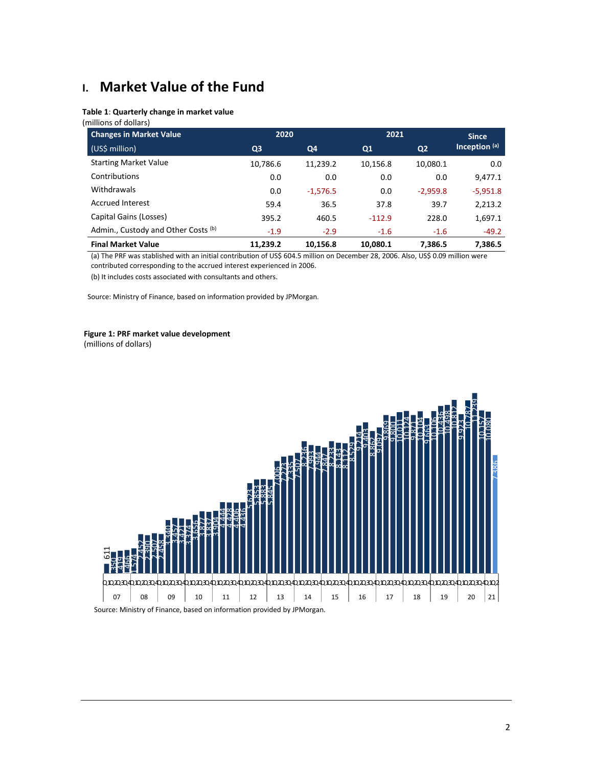# I. Market Value of the Fund

**Table 1**: **Quarterly change in market value**
(millions of dollars)

| Changes in Market Value | 2020 | | 2021 | | Since Inception [(a)] |
|---|---|---|---|---|---|
| (US$ million) | Q3 | Q4 | Q1 | Q2 | |
| Starting Market Value | 10,786.6 | 11,239.2 | 10,156.8 | 10,080.1 | 0.0 |
| Contributions | 0.0 | 0.0 | 0.0 | 0.0 | 9,477.1 |
| Withdrawals | 0.0 | -1,576.5 | 0.0 | -2,959.8 | -5,951.8 |
| Accrued Interest | 59.4 | 36.5 | 37.8 | 39.7 | 2,213.2 |
| Capital Gains (Losses) | 395.2 | 460.5 | -112.9 | 228.0 | 1,697.1 |
| Admin., Custody and Other Costs [(b)] | -1.9 | -2.9 | -1.6 | -1.6 | -49.2 |
| **Final Market Value** | **11,239.2** | **10,156.8** | **10,080.1** | **7,386.5** | **7,386.5** |

(a) The PRF was stablished with an initial contribution of US$ 604.5 million on December 28, 2006. Also, US$ 0.09 million were contributed corresponding to the accrued interest experienced in 2006.

(b) It includes costs associated with consultants and others.

Source: Ministry of Finance, based on information provided by JPMorgan.

**Figure 1: PRF market value development**
(millions of dollars)

Source: Ministry of Finance, based on information provided by JPMorgan.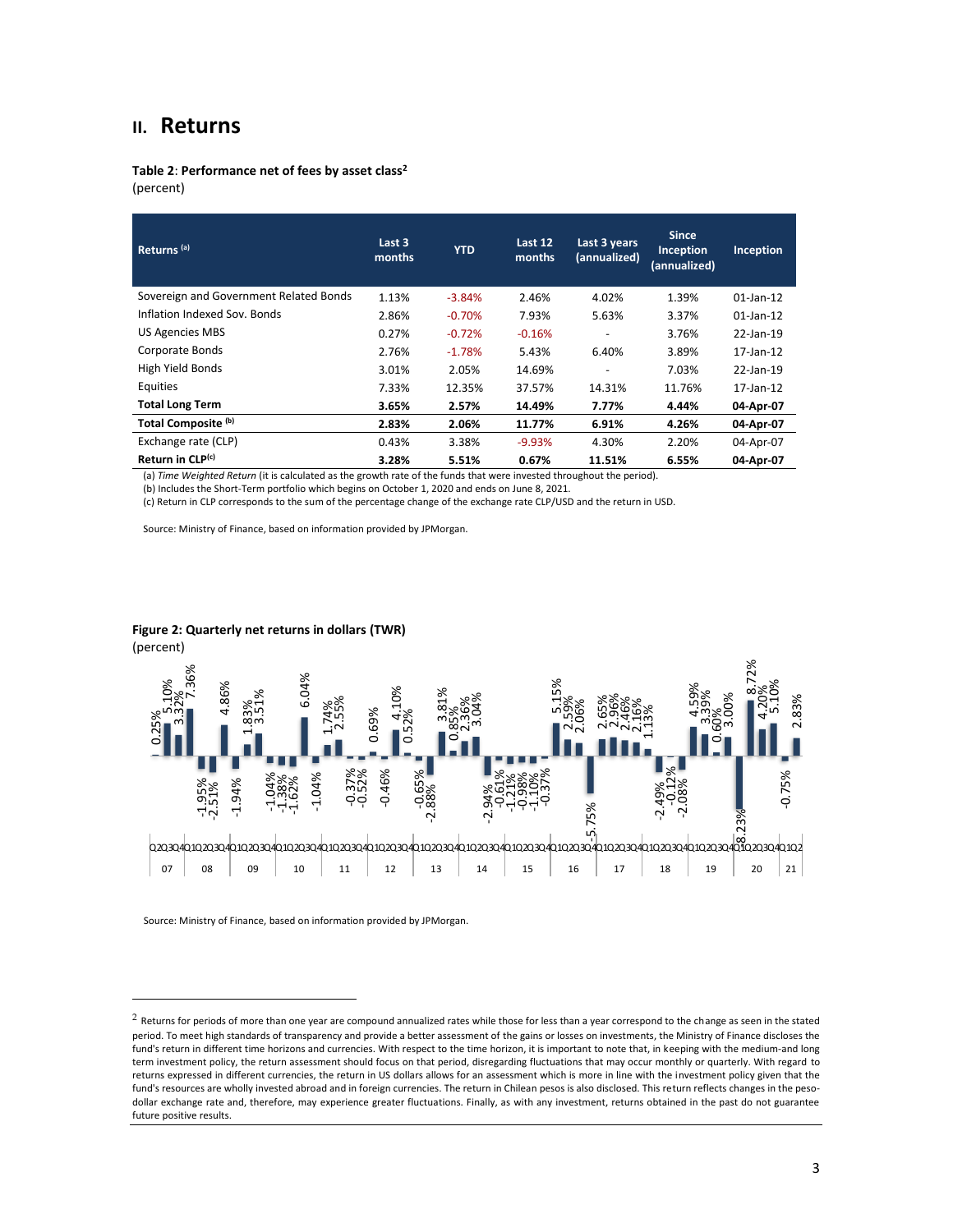## II. Returns

**Table 2: Performance net of fees by asset class**[2]
(percent)

| Returns [(a)] | Last 3 months | YTD | Last 12 months | Last 3 years (annualized) | Since Inception (annualized) | Inception |
|---|---|---|---|---|---|---|
| Sovereign and Government Related Bonds | 1.13% | -3.84% | 2.46% | 4.02% | 1.39% | 01-Jan-12 |
| Inflation Indexed Sov. Bonds | 2.86% | -0.70% | 7.93% | 5.63% | 3.37% | 01-Jan-12 |
| US Agencies MBS | 0.27% | -0.72% | -0.16% | - | 3.76% | 22-Jan-19 |
| Corporate Bonds | 2.76% | -1.78% | 5.43% | 6.40% | 3.89% | 17-Jan-12 |
| High Yield Bonds | 3.01% | 2.05% | 14.69% | - | 7.03% | 22-Jan-19 |
| Equities | 7.33% | 12.35% | 37.57% | 14.31% | 11.76% | 17-Jan-12 |
| **Total Long Term** | **3.65%** | **2.57%** | **14.49%** | **7.77%** | **4.44%** | **04-Apr-07** |
| **Total Composite [(b)]** | **2.83%** | **2.06%** | **11.77%** | **6.91%** | **4.26%** | **04-Apr-07** |
| Exchange rate (CLP) | 0.43% | 3.38% | -9.93% | 4.30% | 2.20% | 04-Apr-07 |
| **Return in CLP[(c)]** | **3.28%** | **5.51%** | **0.67%** | **11.51%** | **6.55%** | **04-Apr-07** |

(a) *Time Weighted Return* (it is calculated as the growth rate of the funds that were invested throughout the period).
(b) Includes the Short-Term portfolio which begins on October 1, 2020 and ends on June 8, 2021.
(c) Return in CLP corresponds to the sum of the percentage change of the exchange rate CLP/USD and the return in USD.

Source: Ministry of Finance, based on information provided by JPMorgan.

**Figure 2: Quarterly net returns in dollars (TWR)**
(percent)

Source: Ministry of Finance, based on information provided by JPMorgan.

[2] Returns for periods of more than one year are compound annualized rates while those for less than a year correspond to the change as seen in the stated period. To meet high standards of transparency and provide a better assessment of the gains or losses on investments, the Ministry of Finance discloses the fund's return in different time horizons and currencies. With respect to the time horizon, it is important to note that, in keeping with the medium-and long term investment policy, the return assessment should focus on that period, disregarding fluctuations that may occur monthly or quarterly. With regard to returns expressed in different currencies, the return in US dollars allows for an assessment which is more in line with the investment policy given that the fund's resources are wholly invested abroad and in foreign currencies. The return in Chilean pesos is also disclosed. This return reflects changes in the peso-dollar exchange rate and, therefore, may experience greater fluctuations. Finally, as with any investment, returns obtained in the past do not guarantee future positive results.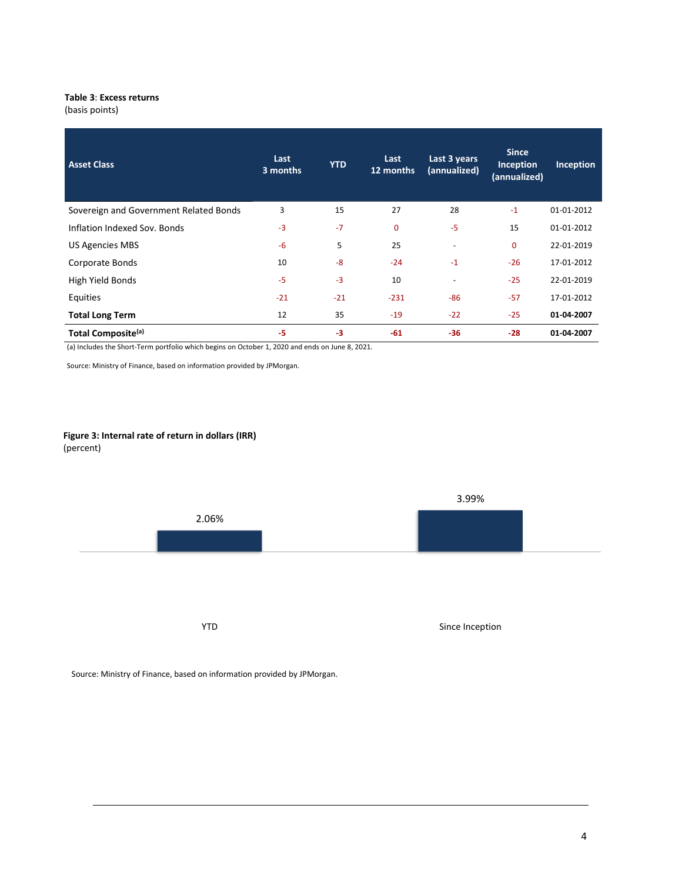**Table 3**: **Excess returns**
(basis points)

| Asset Class | Last 3 months | YTD | Last 12 months | Last 3 years (annualized) | Since Inception (annualized) | Inception |
|---|---|---|---|---|---|---|
| Sovereign and Government Related Bonds | 3 | 15 | 27 | 28 | -1 | 01-01-2012 |
| Inflation Indexed Sov. Bonds | -3 | -7 | 0 | -5 | 15 | 01-01-2012 |
| US Agencies MBS | -6 | 5 | 25 | - | 0 | 22-01-2019 |
| Corporate Bonds | 10 | -8 | -24 | -1 | -26 | 17-01-2012 |
| High Yield Bonds | -5 | -3 | 10 | - | -25 | 22-01-2019 |
| Equities | -21 | -21 | -231 | -86 | -57 | 17-01-2012 |
| **Total Long Term** | 12 | 35 | -19 | -22 | -25 | **01-04-2007** |
| **Total Composite[(a)]** | **-5** | **-3** | **-61** | **-36** | **-28** | **01-04-2007** |

(a) Includes the Short-Term portfolio which begins on October 1, 2020 and ends on June 8, 2021.

Source: Ministry of Finance, based on information provided by JPMorgan.

**Figure 3: Internal rate of return in dollars (IRR)**
(percent)

| | IRR |
|---|---|
| YTD | 2.06% |
| Since Inception | 3.99% |

Source: Ministry of Finance, based on information provided by JPMorgan.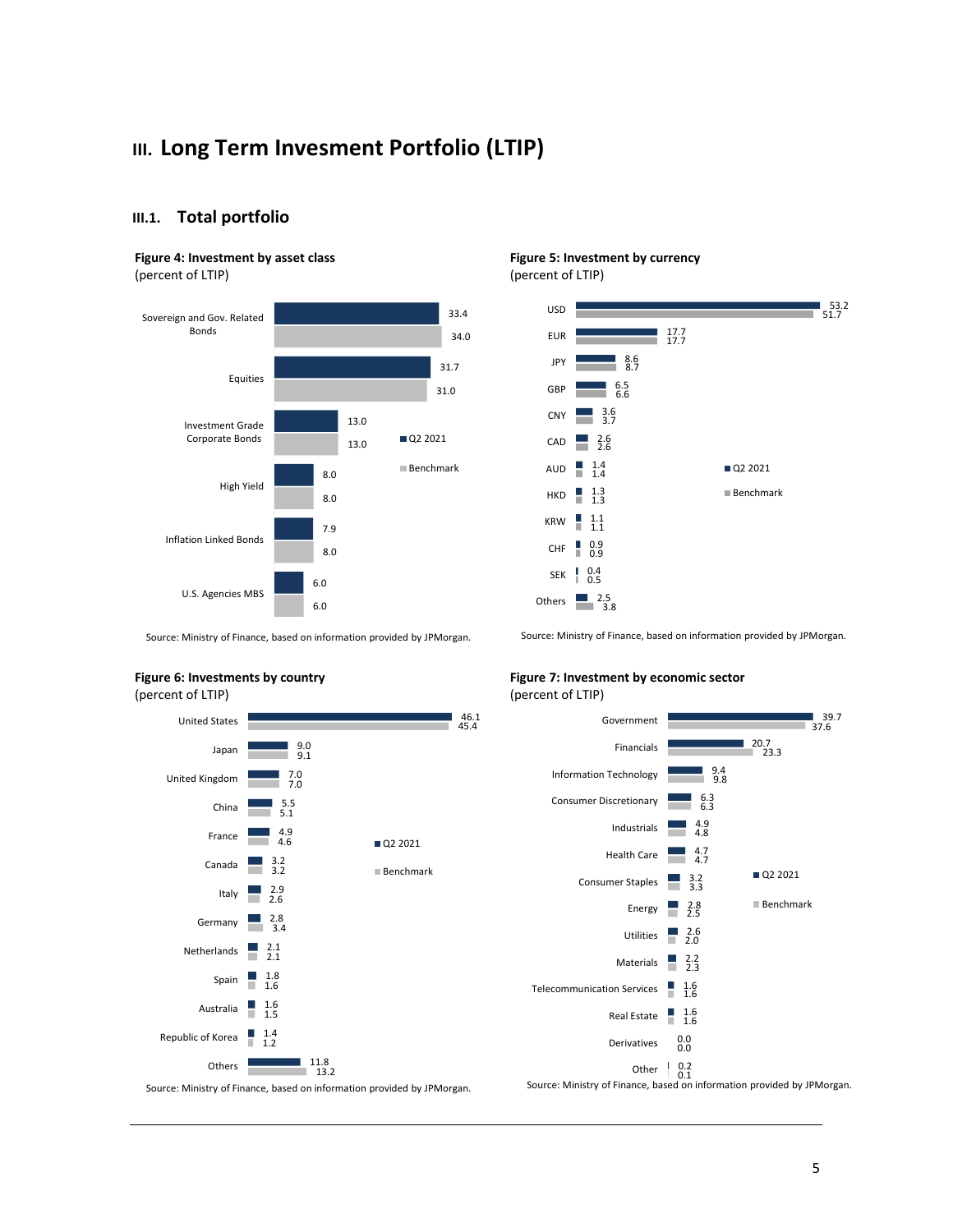# III. Long Term Invesment Portfolio (LTIP)

## III.1. Total portfolio

**Figure 4: Investment by asset class**
(percent of LTIP)

| Asset class | Q2 2021 | Benchmark |
|---|---|---|
| Sovereign and Gov. Related Bonds | 33.4 | 34.0 |
| Equities | 31.7 | 31.0 |
| Investment Grade Corporate Bonds | 13.0 | 13.0 |
| High Yield | 8.0 | 8.0 |
| Inflation Linked Bonds | 7.9 | 8.0 |
| U.S. Agencies MBS | 6.0 | 6.0 |

Source: Ministry of Finance, based on information provided by JPMorgan.

**Figure 5: Investment by currency**
(percent of LTIP)

| Currency | Q2 2021 | Benchmark |
|---|---|---|
| USD | 53.2 | 51.7 |
| EUR | 17.7 | 17.7 |
| JPY | 8.6 | 8.7 |
| GBP | 6.5 | 6.6 |
| CNY | 3.6 | 3.7 |
| CAD | 2.6 | 2.6 |
| AUD | 1.4 | 1.4 |
| HKD | 1.3 | 1.3 |
| KRW | 1.1 | 1.1 |
| CHF | 0.9 | 0.9 |
| SEK | 0.4 | 0.5 |
| Others | 2.5 | 3.8 |

Source: Ministry of Finance, based on information provided by JPMorgan.

**Figure 6: Investments by country**
(percent of LTIP)

| Country | Q2 2021 | Benchmark |
|---|---|---|
| United States | 46.1 | 45.4 |
| Japan | 9.0 | 9.1 |
| United Kingdom | 7.0 | 7.0 |
| China | 5.5 | 5.1 |
| France | 4.9 | 4.6 |
| Canada | 3.2 | 3.2 |
| Italy | 2.9 | 2.6 |
| Germany | 2.8 | 3.4 |
| Netherlands | 2.1 | 2.1 |
| Spain | 1.8 | 1.6 |
| Australia | 1.6 | 1.5 |
| Republic of Korea | 1.4 | 1.2 |
| Others | 11.8 | 13.2 |

Source: Ministry of Finance, based on information provided by JPMorgan.

**Figure 7: Investment by economic sector**
(percent of LTIP)

| Sector | Q2 2021 | Benchmark |
|---|---|---|
| Government | 39.7 | 37.6 |
| Financials | 20.7 | 23.3 |
| Information Technology | 9.4 | 9.8 |
| Consumer Discretionary | 6.3 | 6.3 |
| Industrials | 4.9 | 4.8 |
| Health Care | 4.7 | 4.7 |
| Consumer Staples | 3.2 | 3.3 |
| Energy | 2.8 | 2.5 |
| Utilities | 2.6 | 2.0 |
| Materials | 2.2 | 2.3 |
| Telecommunication Services | 1.6 | 1.6 |
| Real Estate | 1.6 | 1.6 |
| Derivatives | 0.0 | 0.0 |
| Other | 0.2 | 0.1 |

Source: Ministry of Finance, based on information provided by JPMorgan.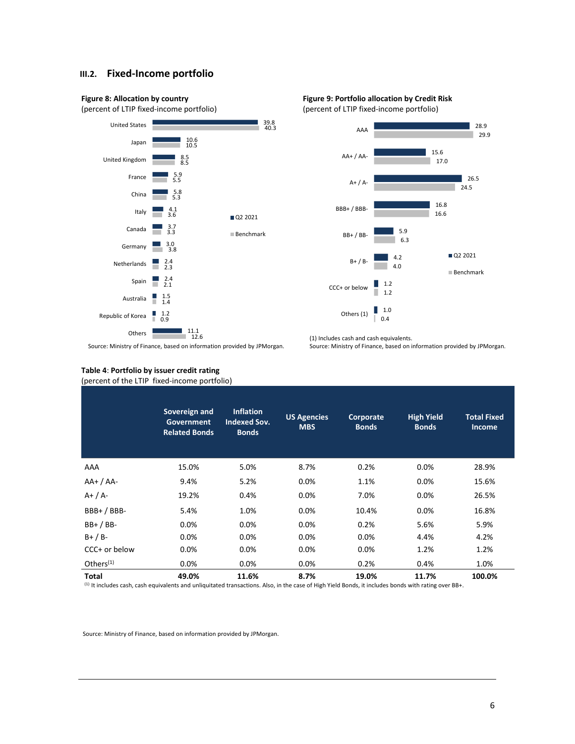### III.2. Fixed-Income portfolio

**Figure 8: Allocation by country**
(percent of LTIP fixed-income portfolio)

| Country | Q2 2021 | Benchmark |
|---|---|---|
| United States | 39.8 | 40.3 |
| Japan | 10.6 | 10.5 |
| United Kingdom | 8.5 | 8.5 |
| France | 5.9 | 5.5 |
| China | 5.8 | 5.3 |
| Italy | 4.1 | 3.6 |
| Canada | 3.7 | 3.3 |
| Germany | 3.0 | 3.8 |
| Netherlands | 2.4 | 2.3 |
| Spain | 2.4 | 2.1 |
| Australia | 1.5 | 1.4 |
| Republic of Korea | 1.2 | 0.9 |
| Others | 11.1 | 12.6 |

Source: Ministry of Finance, based on information provided by JPMorgan.

**Figure 9: Portfolio allocation by Credit Risk**
(percent of LTIP fixed-income portfolio)

| Rating | Q2 2021 | Benchmark |
|---|---|---|
| AAA | 28.9 | 29.9 |
| AA+ / AA- | 15.6 | 17.0 |
| A+ / A- | 26.5 | 24.5 |
| BBB+ / BBB- | 16.8 | 16.6 |
| BB+ / BB- | 5.9 | 6.3 |
| B+ / B- | 4.2 | 4.0 |
| CCC+ or below | 1.2 | 1.2 |
| Others (1) | 1.0 | 0.4 |

(1) Includes cash and cash equivalents.
Source: Ministry of Finance, based on information provided by JPMorgan.

**Table 4**: **Portfolio by issuer credit rating**
(percent of the LTIP fixed-income portfolio)

| | Sovereign and Government Related Bonds | Inflation Indexed Sov. Bonds | US Agencies MBS | Corporate Bonds | High Yield Bonds | Total Fixed Income |
|---|---|---|---|---|---|---|
| AAA | 15.0% | 5.0% | 8.7% | 0.2% | 0.0% | 28.9% |
| AA+ / AA- | 9.4% | 5.2% | 0.0% | 1.1% | 0.0% | 15.6% |
| A+ / A- | 19.2% | 0.4% | 0.0% | 7.0% | 0.0% | 26.5% |
| BBB+ / BBB- | 5.4% | 1.0% | 0.0% | 10.4% | 0.0% | 16.8% |
| BB+ / BB- | 0.0% | 0.0% | 0.0% | 0.2% | 5.6% | 5.9% |
| B+ / B- | 0.0% | 0.0% | 0.0% | 0.0% | 4.4% | 4.2% |
| CCC+ or below | 0.0% | 0.0% | 0.0% | 0.0% | 1.2% | 1.2% |
| Others[(1)] | 0.0% | 0.0% | 0.0% | 0.2% | 0.4% | 1.0% |
| **Total** | **49.0%** | **11.6%** | **8.7%** | **19.0%** | **11.7%** | **100.0%** |

[(1)] It includes cash, cash equivalents and unliquitated transactions. Also, in the case of High Yield Bonds, it includes bonds with rating over BB+.

Source: Ministry of Finance, based on information provided by JPMorgan.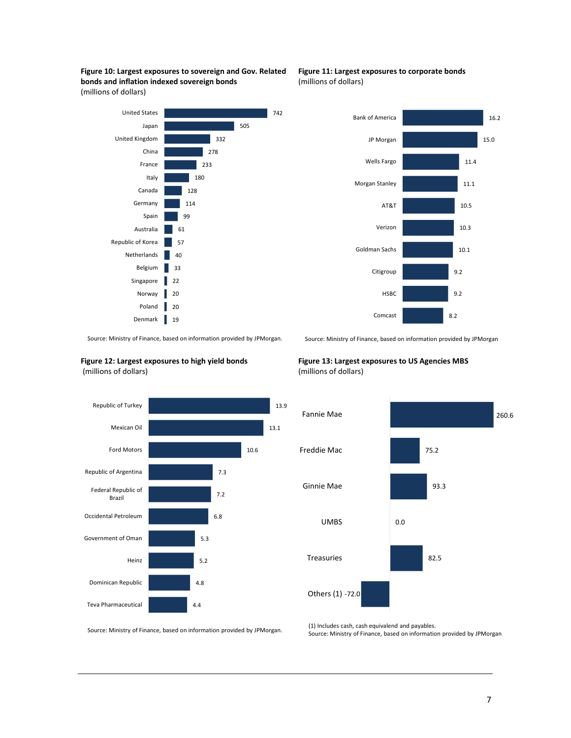**Figure 10: Largest exposures to sovereign and Gov. Related bonds and inflation indexed sovereign bonds**
(millions of dollars)

| Country | Exposure |
| --- | --- |
| United States | 742 |
| Japan | 505 |
| United Kingdom | 332 |
| China | 278 |
| France | 233 |
| Italy | 180 |
| Canada | 128 |
| Germany | 114 |
| Spain | 99 |
| Australia | 61 |
| Republic of Korea | 57 |
| Netherlands | 40 |
| Belgium | 33 |
| Singapore | 22 |
| Norway | 20 |
| Poland | 20 |
| Denmark | 19 |

Source: Ministry of Finance, based on information provided by JPMorgan.

**Figure 11: Largest exposures to corporate bonds**
(millions of dollars)

| Issuer | Exposure |
| --- | --- |
| Bank of America | 16.2 |
| JP Morgan | 15.0 |
| Wells Fargo | 11.4 |
| Morgan Stanley | 11.1 |
| AT&T | 10.5 |
| Verizon | 10.3 |
| Goldman Sachs | 10.1 |
| Citigroup | 9.2 |
| HSBC | 9.2 |
| Comcast | 8.2 |

Source: Ministry of Finance, based on information provided by JPMorgan

**Figure 12: Largest exposures to high yield bonds**
(millions of dollars)

| Issuer | Exposure |
| --- | --- |
| Republic of Turkey | 13.9 |
| Mexican Oil | 13.1 |
| Ford Motors | 10.6 |
| Republic of Argentina | 7.3 |
| Federal Republic of Brazil | 7.2 |
| Occidental Petroleum | 6.8 |
| Government of Oman | 5.3 |
| Heinz | 5.2 |
| Dominican Republic | 4.8 |
| Teva Pharmaceutical | 4.4 |

Source: Ministry of Finance, based on information provided by JPMorgan.

**Figure 13: Largest exposures to US Agencies MBS**
(millions of dollars)

| Issuer | Exposure |
| --- | --- |
| Fannie Mae | 260.6 |
| Freddie Mac | 75.2 |
| Ginnie Mae | 93.3 |
| UMBS | 0.0 |
| Treasuries | 82.5 |
| Others (1) | -72.0 |

(1) Includes cash, cash equivalend and payables.
Source: Ministry of Finance, based on information provided by JPMorgan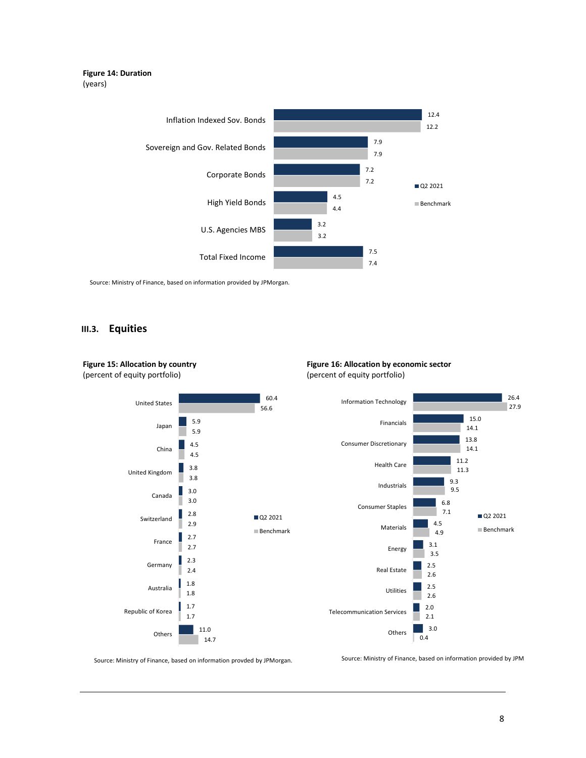**Figure 14: Duration**
(years)

| | Q2 2021 | Benchmark |
|---|---|---|
| Inflation Indexed Sov. Bonds | 12.4 | 12.2 |
| Sovereign and Gov. Related Bonds | 7.9 | 7.9 |
| Corporate Bonds | 7.2 | 7.2 |
| High Yield Bonds | 4.5 | 4.4 |
| U.S. Agencies MBS | 3.2 | 3.2 |
| Total Fixed Income | 7.5 | 7.4 |

Source: Ministry of Finance, based on information provided by JPMorgan.

## III.3. Equities

**Figure 15: Allocation by country**
(percent of equity portfolio)

| | Q2 2021 | Benchmark |
|---|---|---|
| United States | 60.4 | 56.6 |
| Japan | 5.9 | 5.9 |
| China | 4.5 | 4.5 |
| United Kingdom | 3.8 | 3.8 |
| Canada | 3.0 | 3.0 |
| Switzerland | 2.8 | 2.9 |
| France | 2.7 | 2.7 |
| Germany | 2.3 | 2.4 |
| Australia | 1.8 | 1.8 |
| Republic of Korea | 1.7 | 1.7 |
| Others | 11.0 | 14.7 |

Source: Ministry of Finance, based on information provded by JPMorgan.

**Figure 16: Allocation by economic sector**
(percent of equity portfolio)

| | Q2 2021 | Benchmark |
|---|---|---|
| Information Technology | 26.4 | 27.9 |
| Financials | 15.0 | 14.1 |
| Consumer Discretionary | 13.8 | 14.1 |
| Health Care | 11.2 | 11.3 |
| Industrials | 9.3 | 9.5 |
| Consumer Staples | 6.8 | 7.1 |
| Materials | 4.5 | 4.9 |
| Energy | 3.1 | 3.5 |
| Real Estate | 2.5 | 2.6 |
| Utilities | 2.5 | 2.6 |
| Telecommunication Services | 2.0 | 2.1 |
| Others | 3.0 | 0.4 |

Source: Ministry of Finance, based on information provided by JPM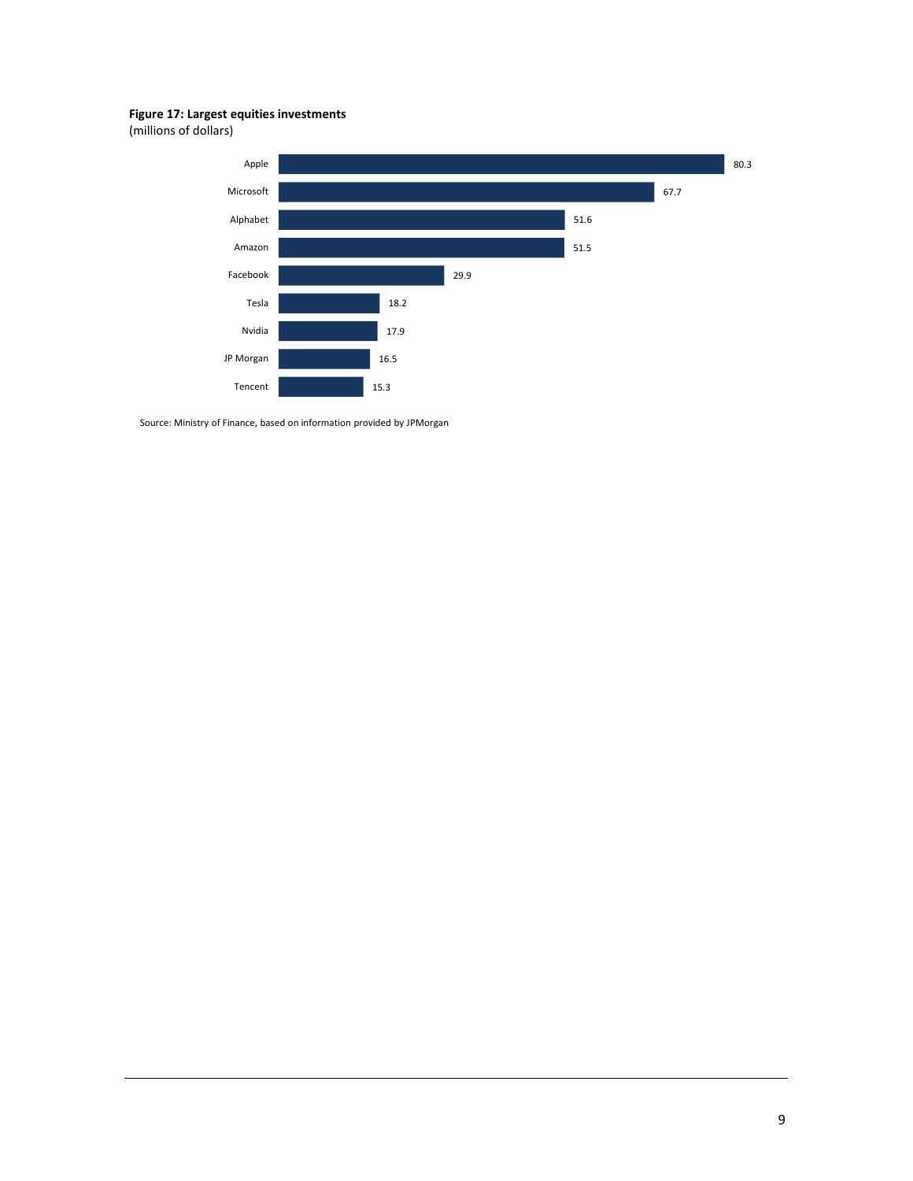**Figure 17: Largest equities investments**
(millions of dollars)

| Company | Value |
|---|---|
| Apple | 80.3 |
| Microsoft | 67.7 |
| Alphabet | 51.6 |
| Amazon | 51.5 |
| Facebook | 29.9 |
| Tesla | 18.2 |
| Nvidia | 17.9 |
| JP Morgan | 16.5 |
| Tencent | 15.3 |

Source: Ministry of Finance, based on information provided by JPMorgan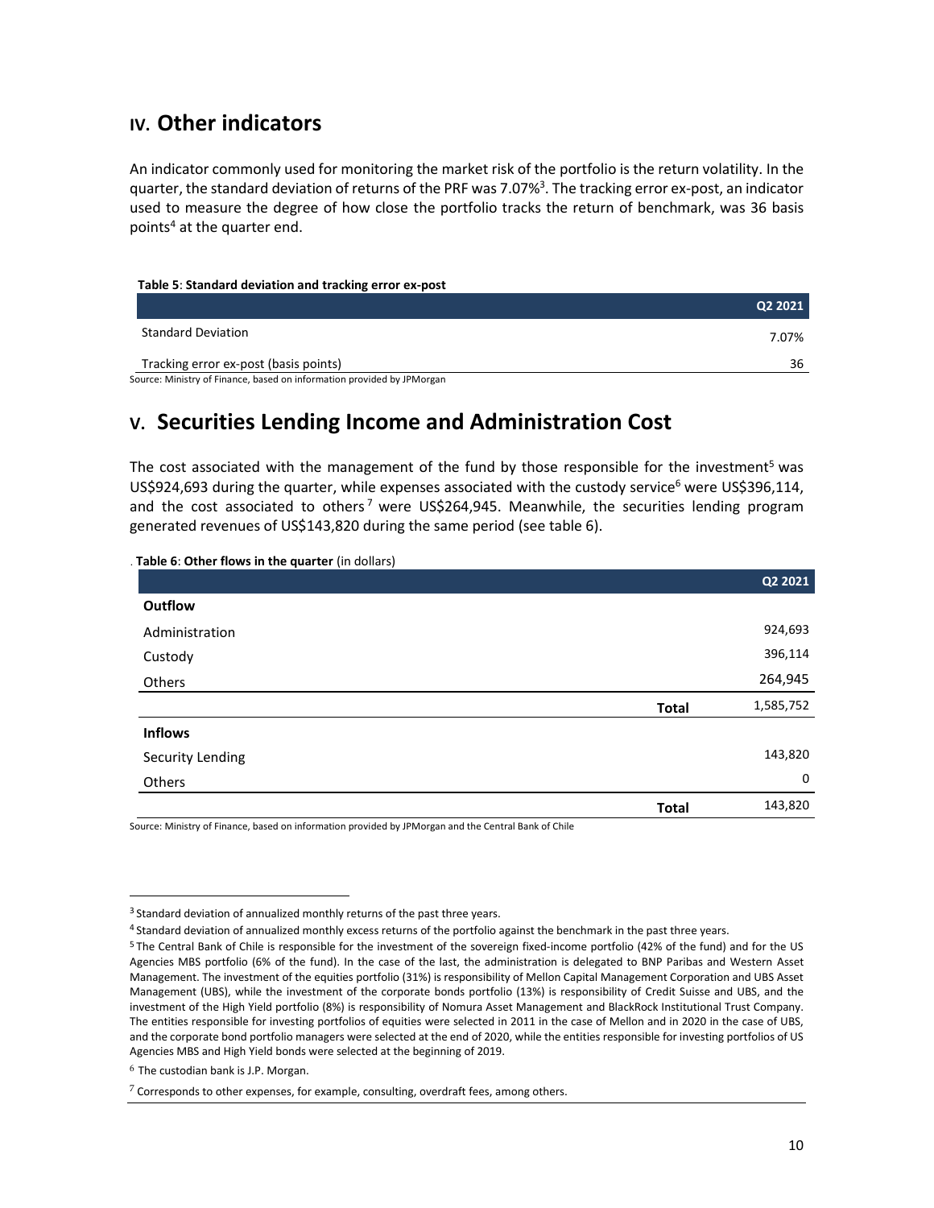## IV. Other indicators

An indicator commonly used for monitoring the market risk of the portfolio is the return volatility. In the quarter, the standard deviation of returns of the PRF was 7.07%[3]. The tracking error ex-post, an indicator used to measure the degree of how close the portfolio tracks the return of benchmark, was 36 basis points[4] at the quarter end.

**Table 5**: **Standard deviation and tracking error ex-post**

| | Q2 2021 |
|---|---|
| Standard Deviation | 7.07% |
| Tracking error ex-post (basis points) | 36 |

Source: Ministry of Finance, based on information provided by JPMorgan

## V. Securities Lending Income and Administration Cost

The cost associated with the management of the fund by those responsible for the investment[5] was US$924,693 during the quarter, while expenses associated with the custody service[6] were US$396,114, and the cost associated to others[7] were US$264,945. Meanwhile, the securities lending program generated revenues of US$143,820 during the same period (see table 6).

**Table 6**: **Other flows in the quarter** (in dollars)

| | | Q2 2021 |
|---|---|---|
| **Outflow** | | |
| Administration | | 924,693 |
| Custody | | 396,114 |
| Others | | 264,945 |
| | **Total** | 1,585,752 |
| **Inflows** | | |
| Security Lending | | 143,820 |
| Others | | 0 |
| | **Total** | 143,820 |

Source: Ministry of Finance, based on information provided by JPMorgan and the Central Bank of Chile

---

[3] Standard deviation of annualized monthly returns of the past three years.

[4] Standard deviation of annualized monthly excess returns of the portfolio against the benchmark in the past three years.

[5] The Central Bank of Chile is responsible for the investment of the sovereign fixed-income portfolio (42% of the fund) and for the US Agencies MBS portfolio (6% of the fund). In the case of the last, the administration is delegated to BNP Paribas and Western Asset Management. The investment of the equities portfolio (31%) is responsibility of Mellon Capital Management Corporation and UBS Asset Management (UBS), while the investment of the corporate bonds portfolio (13%) is responsibility of Credit Suisse and UBS, and the investment of the High Yield portfolio (8%) is responsibility of Nomura Asset Management and BlackRock Institutional Trust Company. The entities responsible for investing portfolios of equities were selected in 2011 in the case of Mellon and in 2020 in the case of UBS, and the corporate bond portfolio managers were selected at the end of 2020, while the entities responsible for investing portfolios of US Agencies MBS and High Yield bonds were selected at the beginning of 2019.

[6] The custodian bank is J.P. Morgan.

[7] Corresponds to other expenses, for example, consulting, overdraft fees, among others.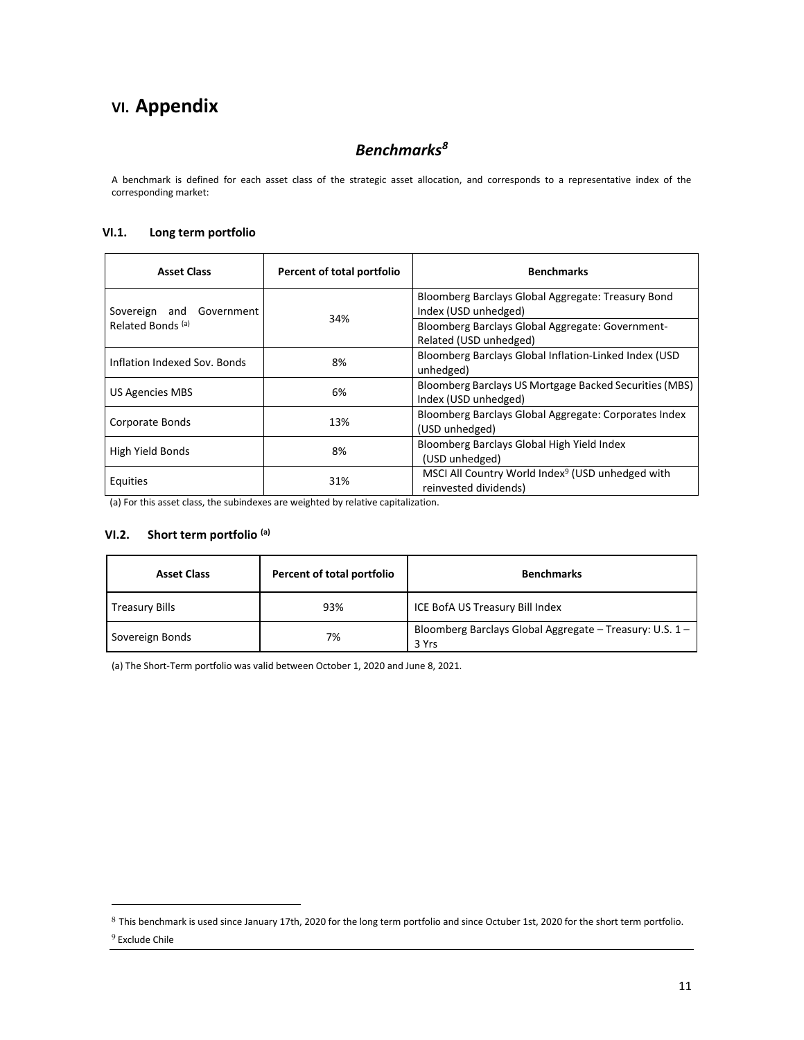# VI. Appendix

## *Benchmarks*[8]

A benchmark is defined for each asset class of the strategic asset allocation, and corresponds to a representative index of the corresponding market:

### VI.1. Long term portfolio

| Asset Class | Percent of total portfolio | Benchmarks |
|---|---|---|
| Sovereign and Government Related Bonds (a) | 34% | Bloomberg Barclays Global Aggregate: Treasury Bond Index (USD unhedged) |
| | | Bloomberg Barclays Global Aggregate: Government-Related (USD unhedged) |
| Inflation Indexed Sov. Bonds | 8% | Bloomberg Barclays Global Inflation-Linked Index (USD unhedged) |
| US Agencies MBS | 6% | Bloomberg Barclays US Mortgage Backed Securities (MBS) Index (USD unhedged) |
| Corporate Bonds | 13% | Bloomberg Barclays Global Aggregate: Corporates Index (USD unhedged) |
| High Yield Bonds | 8% | Bloomberg Barclays Global High Yield Index (USD unhedged) |
| Equities | 31% | MSCI All Country World Index[9] (USD unhedged with reinvested dividends) |

(a) For this asset class, the subindexes are weighted by relative capitalization.

### VI.2. Short term portfolio (a)

| Asset Class | Percent of total portfolio | Benchmarks |
|---|---|---|
| Treasury Bills | 93% | ICE BofA US Treasury Bill Index |
| Sovereign Bonds | 7% | Bloomberg Barclays Global Aggregate – Treasury: U.S. 1 – 3 Yrs |

(a) The Short-Term portfolio was valid between October 1, 2020 and June 8, 2021.

[8] This benchmark is used since January 17th, 2020 for the long term portfolio and since Octuber 1st, 2020 for the short term portfolio.

[9] Exclude Chile